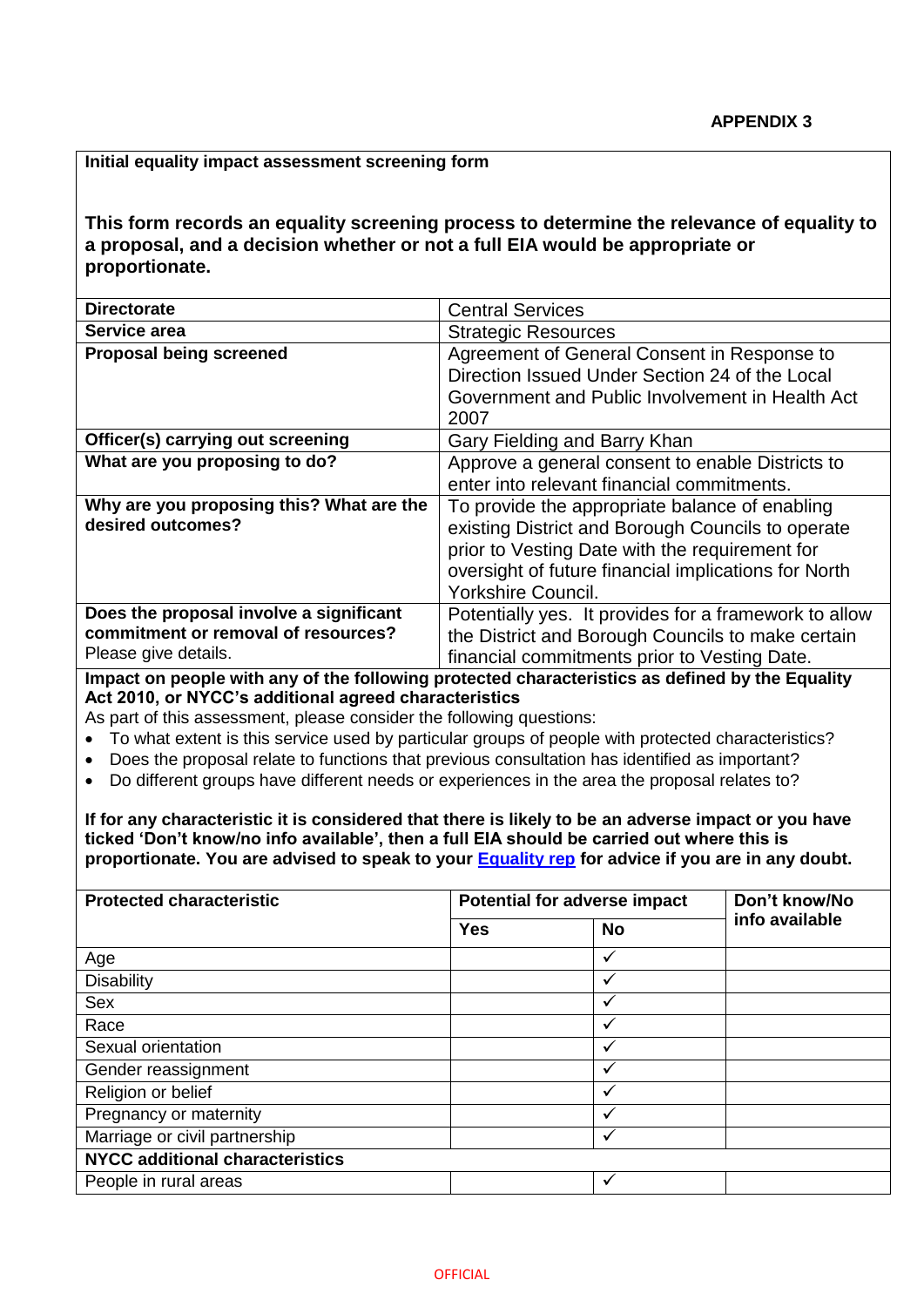**APPENDIX 3**

**Initial equality impact assessment screening form**

**This form records an equality screening process to determine the relevance of equality to a proposal, and a decision whether or not a full EIA would be appropriate or proportionate.**

| | |
|---|---|
| **Directorate** | Central Services |
| **Service area** | Strategic Resources |
| **Proposal being screened** | Agreement of General Consent in Response to Direction Issued Under Section 24 of the Local Government and Public Involvement in Health Act 2007 |
| **Officer(s) carrying out screening** | Gary Fielding and Barry Khan |
| **What are you proposing to do?** | Approve a general consent to enable Districts to enter into relevant financial commitments. |
| **Why are you proposing this? What are the desired outcomes?** | To provide the appropriate balance of enabling existing District and Borough Councils to operate prior to Vesting Date with the requirement for oversight of future financial implications for North Yorkshire Council. |
| **Does the proposal involve a significant commitment or removal of resources?** Please give details. | Potentially yes. It provides for a framework to allow the District and Borough Councils to make certain financial commitments prior to Vesting Date. |

**Impact on people with any of the following protected characteristics as defined by the Equality Act 2010, or NYCC's additional agreed characteristics**

As part of this assessment, please consider the following questions:

- To what extent is this service used by particular groups of people with protected characteristics?
- Does the proposal relate to functions that previous consultation has identified as important?
- Do different groups have different needs or experiences in the area the proposal relates to?

**If for any characteristic it is considered that there is likely to be an adverse impact or you have ticked 'Don't know/no info available', then a full EIA should be carried out where this is proportionate. You are advised to speak to your [Equality rep] for advice if you are in any doubt.**

| **Protected characteristic** | **Potential for adverse impact** | | **Don't know/No info available** |
|---|---|---|---|
| | **Yes** | **No** | |
| Age | | ✓ | |
| Disability | | ✓ | |
| Sex | | ✓ | |
| Race | | ✓ | |
| Sexual orientation | | ✓ | |
| Gender reassignment | | ✓ | |
| Religion or belief | | ✓ | |
| Pregnancy or maternity | | ✓ | |
| Marriage or civil partnership | | ✓ | |
| **NYCC additional characteristics** | | | |
| People in rural areas | | ✓ | |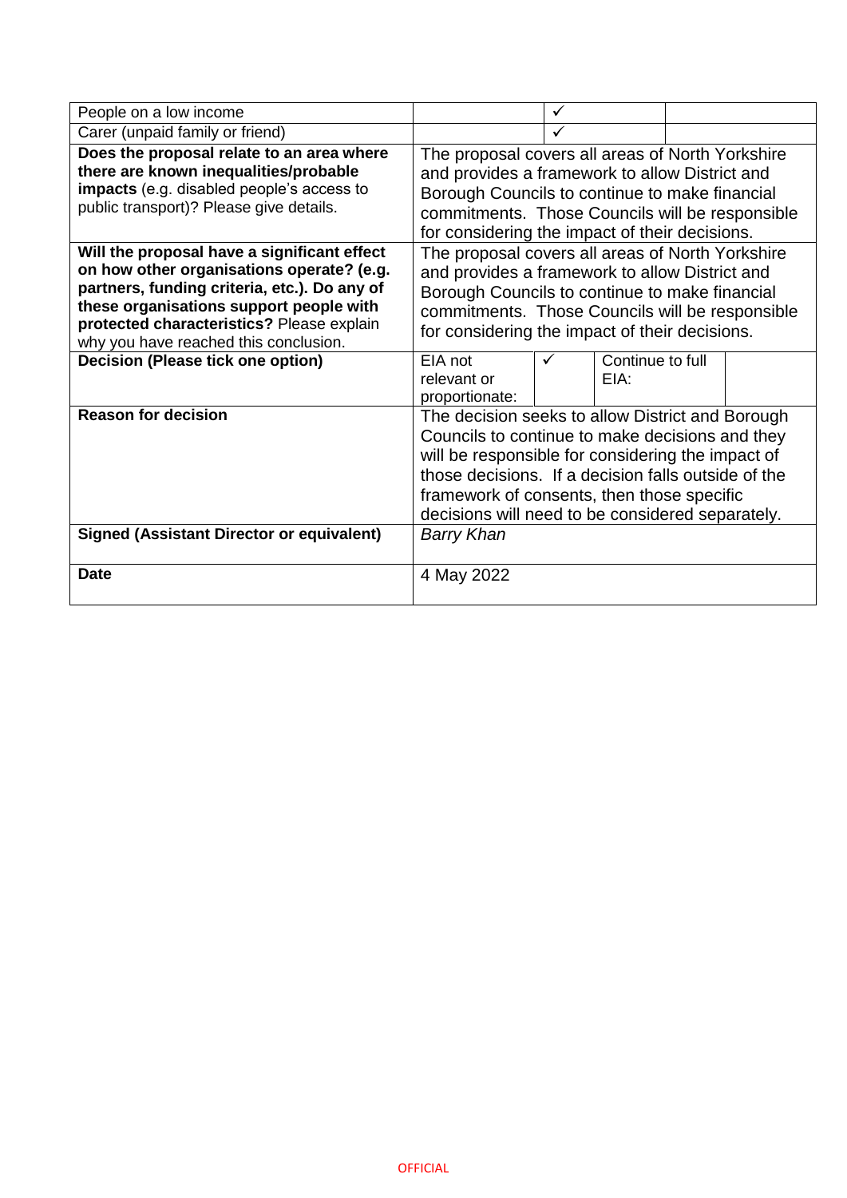| | | | | |
|---|---|---|---|---|
| People on a low income | | ✓ | | |
| Carer (unpaid family or friend) | | ✓ | | |
| **Does the proposal relate to an area where there are known inequalities/probable impacts** (e.g. disabled people's access to public transport)? Please give details. | The proposal covers all areas of North Yorkshire and provides a framework to allow District and Borough Councils to continue to make financial commitments. Those Councils will be responsible for considering the impact of their decisions. | | | |
| **Will the proposal have a significant effect on how other organisations operate? (e.g. partners, funding criteria, etc.). Do any of these organisations support people with protected characteristics?** Please explain why you have reached this conclusion. | The proposal covers all areas of North Yorkshire and provides a framework to allow District and Borough Councils to continue to make financial commitments. Those Councils will be responsible for considering the impact of their decisions. | | | |
| **Decision (Please tick one option)** | EIA not relevant or proportionate: | ✓ | Continue to full EIA: | |
| **Reason for decision** | The decision seeks to allow District and Borough Councils to continue to make decisions and they will be responsible for considering the impact of those decisions. If a decision falls outside of the framework of consents, then those specific decisions will need to be considered separately. | | | |
| **Signed (Assistant Director or equivalent)** | *Barry Khan* | | | |
| **Date** | 4 May 2022 | | | |